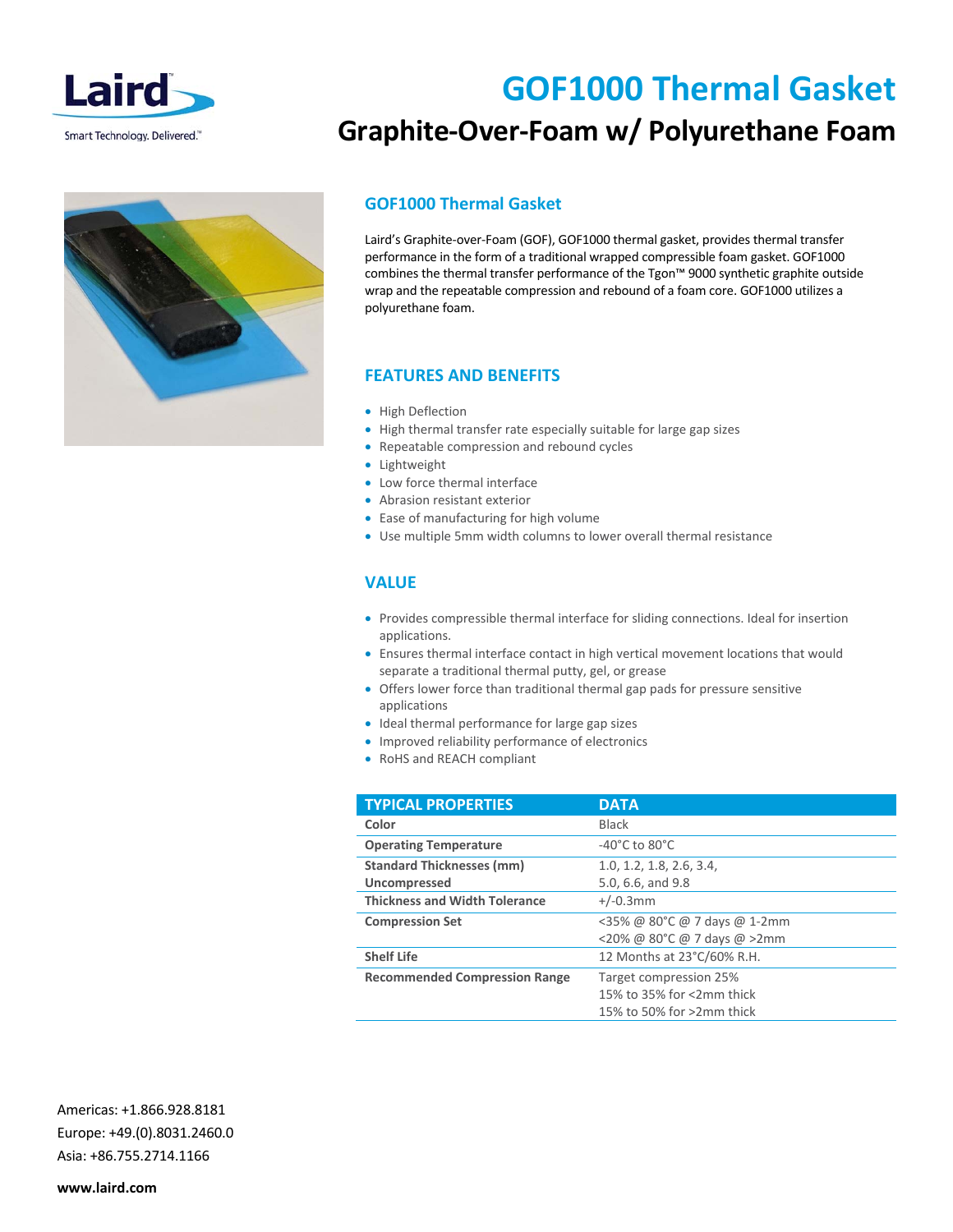# GOF1000 Thermal Gasket

## Graphite-Over-Foam w/ Polyurethane Foam

### GOF1000 Thermal Gasket

Laird's Graphite-over-Foam (GOF), GOF1000 thermal gasket, provides thermal transfer performance in the form of a traditional wrapped compressible foam gasket. GOF1000 combines the thermal transfer performance of the Tgon™ 9000 synthetic graphite outside wrap and the repeatable compression and rebound of a foam core. GOF1000 utilizes a polyurethane foam.

### FEATURES AND BENEFITS

- High Deflection
- High thermal transfer rate especially suitable for large gap sizes
- Repeatable compression and rebound cycles
- Lightweight
- Low force thermal interface
- Abrasion resistant exterior
- Ease of manufacturing for high volume
- Use multiple 5mm width columns to lower overall thermal resistance

### VALUE

- Provides compressible thermal interface for sliding connections. Ideal for insertion applications.
- Ensures thermal interface contact in high vertical movement locations that would separate a traditional thermal putty, gel, or grease
- Offers lower force than traditional thermal gap pads for pressure sensitive applications
- Ideal thermal performance for large gap sizes
- Improved reliability performance of electronics
- RoHS and REACH compliant

| TYPICAL PROPERTIES | DATA |
|---|---|
| **Color** | Black |
| **Operating Temperature** | -40°C to 80°C |
| **Standard Thicknesses (mm) Uncompressed** | 1.0, 1.2, 1.8, 2.6, 3.4, 5.0, 6.6, and 9.8 |
| **Thickness and Width Tolerance** | +/-0.3mm |
| **Compression Set** | <35% @ 80°C @ 7 days @ 1-2mm<br><20% @ 80°C @ 7 days @ >2mm |
| **Shelf Life** | 12 Months at 23°C/60% R.H. |
| **Recommended Compression Range** | Target compression 25%<br>15% to 35% for <2mm thick<br>15% to 50% for >2mm thick |

Americas: +1.866.928.8181
Europe: +49.(0).8031.2460.0
Asia: +86.755.2714.1166

**www.laird.com**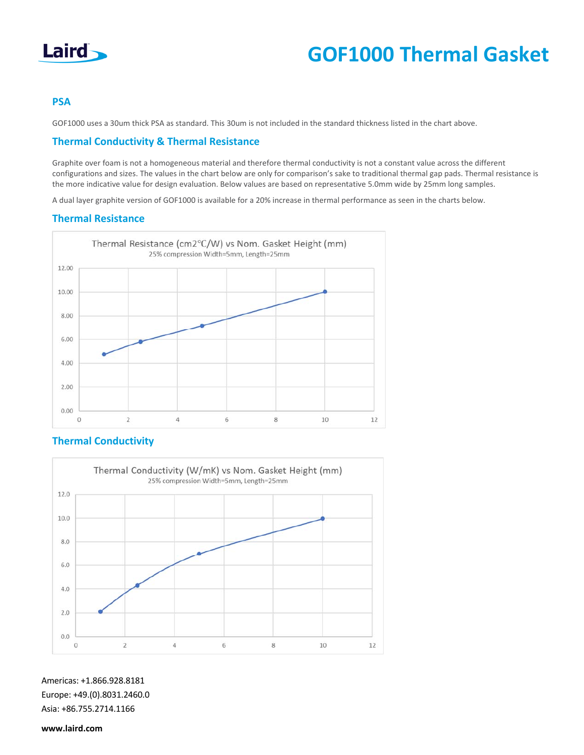## PSA

GOF1000 uses a 30um thick PSA as standard. This 30um is not included in the standard thickness listed in the chart above.

## Thermal Conductivity & Thermal Resistance

Graphite over foam is not a homogeneous material and therefore thermal conductivity is not a constant value across the different configurations and sizes. The values in the chart below are only for comparison's sake to traditional thermal gap pads. Thermal resistance is the more indicative value for design evaluation. Below values are based on representative 5.0mm wide by 25mm long samples.

A dual layer graphite version of GOF1000 is available for a 20% increase in thermal performance as seen in the charts below.

## Thermal Resistance

Thermal Resistance (cm2°C/W) vs Nom. Gasket Height (mm)

25% compression Width=5mm, Length=25mm

## Thermal Conductivity

Thermal Conductivity (W/mK) vs Nom. Gasket Height (mm)

25% compression Width=5mm, Length=25mm

Americas: +1.866.928.8181
Europe: +49.(0).8031.2460.0
Asia: +86.755.2714.1166

**www.laird.com**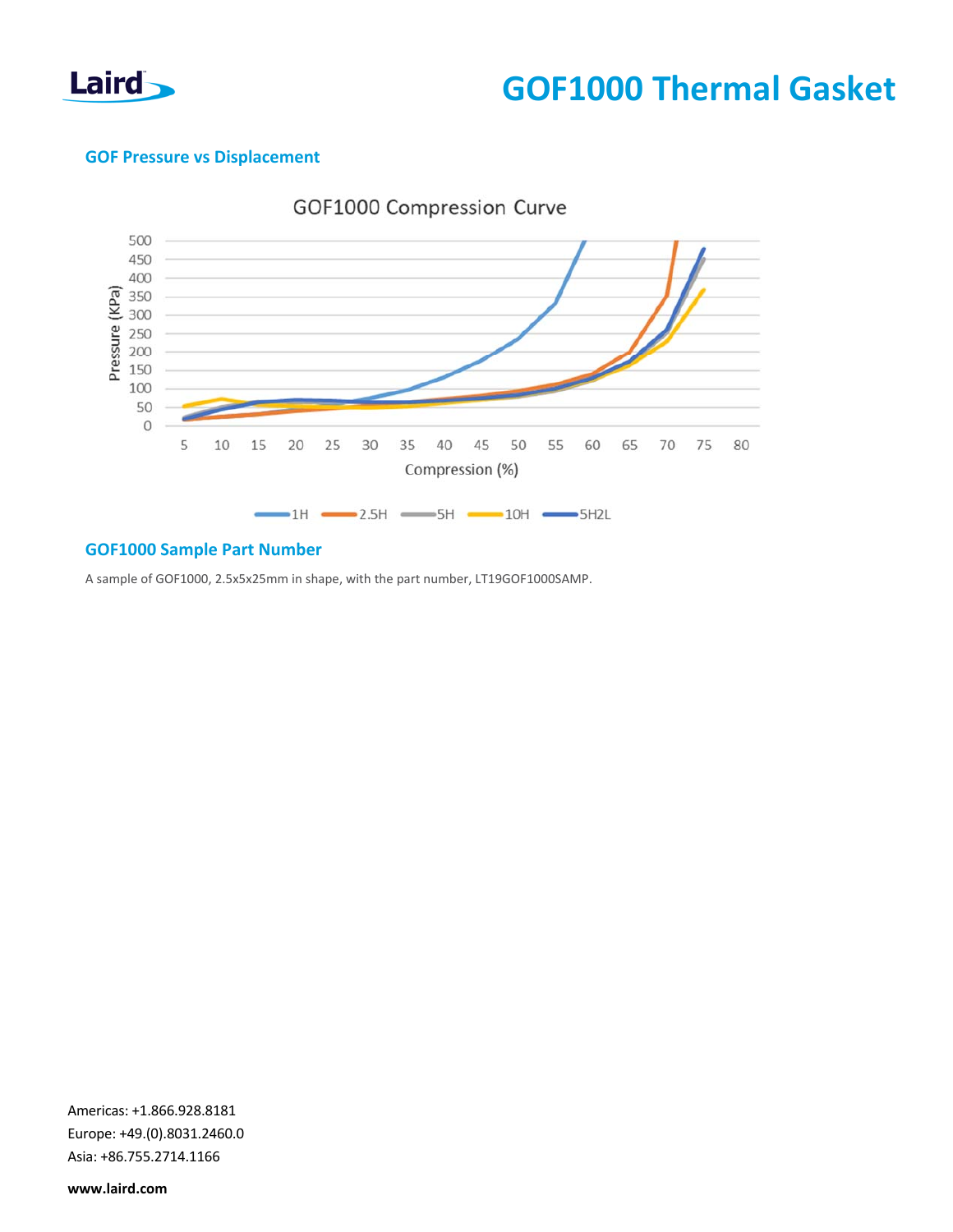## GOF Pressure vs Displacement

GOF1000 Compression Curve

Pressure (KPa)

500
450
400
350
300
250
200
150
100
50
0

5 10 15 20 25 30 35 40 45 50 55 60 65 70 75 80

Compression (%)

1H 2.5H 5H 10H 5H2L

## GOF1000 Sample Part Number

A sample of GOF1000, 2.5x5x25mm in shape, with the part number, LT19GOF1000SAMP.

Americas: +1.866.928.8181
Europe: +49.(0).8031.2460.0
Asia: +86.755.2714.1166

**www.laird.com**